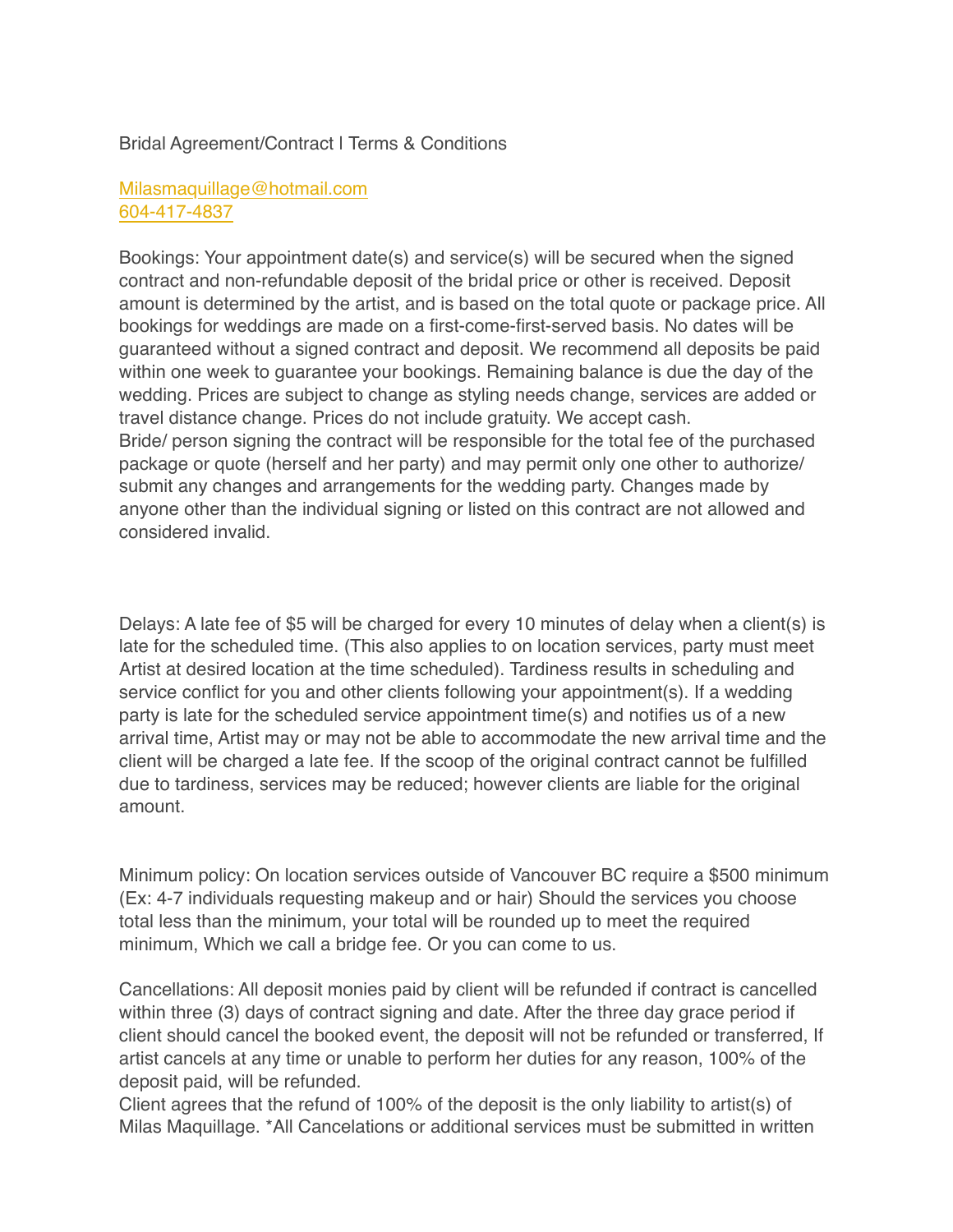Bridal Agreement/Contract l Terms & Conditions

[Milasmaquillage@hotmail.com](mailto:Milasmaquillage@hotmail.com)
[604-417-4837](tel:604-417-4837)

Bookings: Your appointment date(s) and service(s) will be secured when the signed contract and non-refundable deposit of the bridal price or other is received. Deposit amount is determined by the artist, and is based on the total quote or package price. All bookings for weddings are made on a first-come-first-served basis. No dates will be guaranteed without a signed contract and deposit. We recommend all deposits be paid within one week to guarantee your bookings. Remaining balance is due the day of the wedding. Prices are subject to change as styling needs change, services are added or travel distance change. Prices do not include gratuity. We accept cash.
Bride/ person signing the contract will be responsible for the total fee of the purchased package or quote (herself and her party) and may permit only one other to authorize/ submit any changes and arrangements for the wedding party. Changes made by anyone other than the individual signing or listed on this contract are not allowed and considered invalid.

Delays: A late fee of $5 will be charged for every 10 minutes of delay when a client(s) is late for the scheduled time. (This also applies to on location services, party must meet Artist at desired location at the time scheduled). Tardiness results in scheduling and service conflict for you and other clients following your appointment(s). If a wedding party is late for the scheduled service appointment time(s) and notifies us of a new arrival time, Artist may or may not be able to accommodate the new arrival time and the client will be charged a late fee. If the scoop of the original contract cannot be fulfilled due to tardiness, services may be reduced; however clients are liable for the original amount.

Minimum policy: On location services outside of Vancouver BC require a $500 minimum (Ex: 4-7 individuals requesting makeup and or hair) Should the services you choose total less than the minimum, your total will be rounded up to meet the required minimum, Which we call a bridge fee. Or you can come to us.

Cancellations: All deposit monies paid by client will be refunded if contract is cancelled within three (3) days of contract signing and date. After the three day grace period if client should cancel the booked event, the deposit will not be refunded or transferred, If artist cancels at any time or unable to perform her duties for any reason, 100% of the deposit paid, will be refunded.
Client agrees that the refund of 100% of the deposit is the only liability to artist(s) of Milas Maquillage. *All Cancelations or additional services must be submitted in written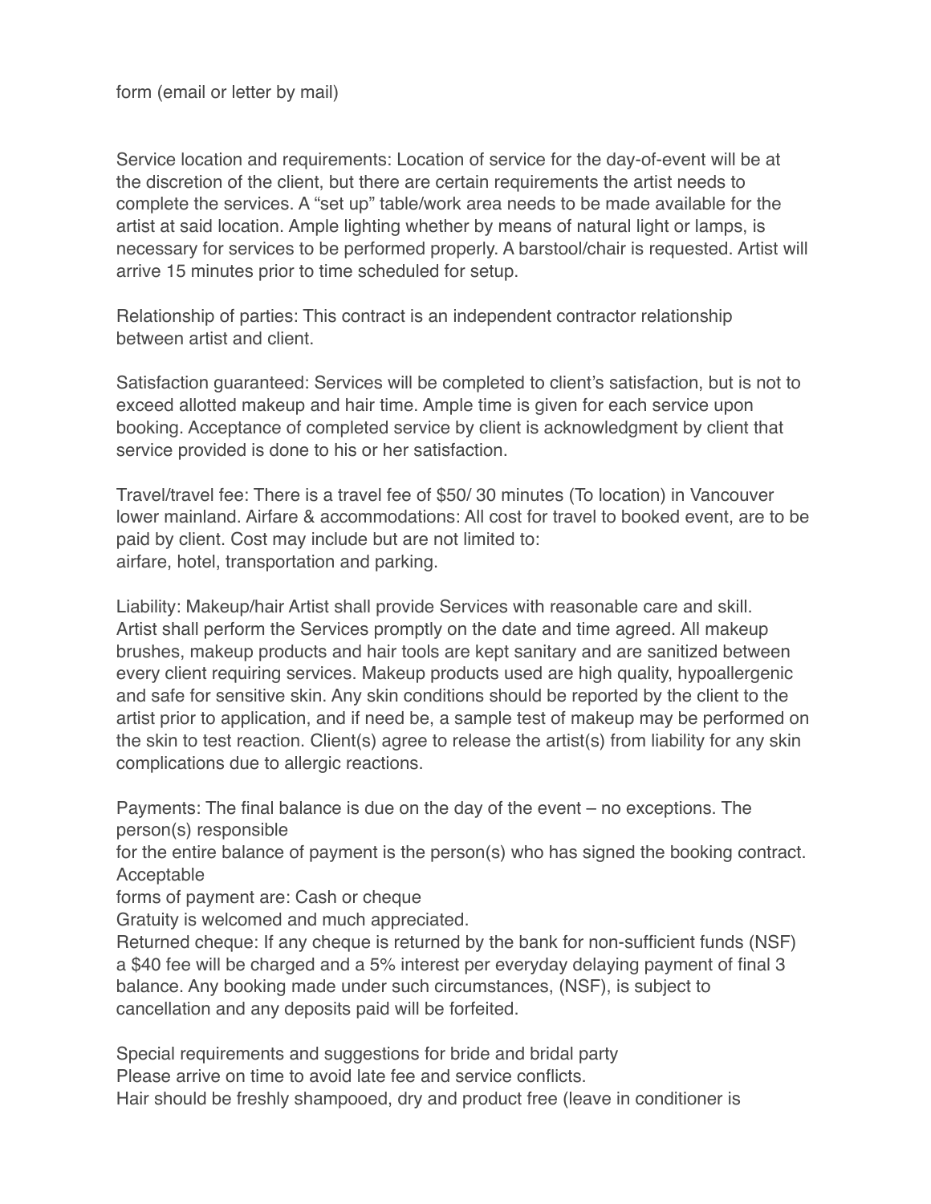form (email or letter by mail)

Service location and requirements: Location of service for the day-of-event will be at the discretion of the client, but there are certain requirements the artist needs to complete the services. A "set up" table/work area needs to be made available for the artist at said location. Ample lighting whether by means of natural light or lamps, is necessary for services to be performed properly. A barstool/chair is requested. Artist will arrive 15 minutes prior to time scheduled for setup.

Relationship of parties: This contract is an independent contractor relationship between artist and client.

Satisfaction guaranteed: Services will be completed to client's satisfaction, but is not to exceed allotted makeup and hair time. Ample time is given for each service upon booking. Acceptance of completed service by client is acknowledgment by client that service provided is done to his or her satisfaction.

Travel/travel fee: There is a travel fee of $50/ 30 minutes (To location) in Vancouver lower mainland. Airfare & accommodations: All cost for travel to booked event, are to be paid by client. Cost may include but are not limited to:
airfare, hotel, transportation and parking.

Liability: Makeup/hair Artist shall provide Services with reasonable care and skill. Artist shall perform the Services promptly on the date and time agreed. All makeup brushes, makeup products and hair tools are kept sanitary and are sanitized between every client requiring services. Makeup products used are high quality, hypoallergenic and safe for sensitive skin. Any skin conditions should be reported by the client to the artist prior to application, and if need be, a sample test of makeup may be performed on the skin to test reaction. Client(s) agree to release the artist(s) from liability for any skin complications due to allergic reactions.

Payments: The final balance is due on the day of the event – no exceptions. The person(s) responsible
for the entire balance of payment is the person(s) who has signed the booking contract. Acceptable
forms of payment are: Cash or cheque
Gratuity is welcomed and much appreciated.
Returned cheque: If any cheque is returned by the bank for non-sufficient funds (NSF) a $40 fee will be charged and a 5% interest per everyday delaying payment of final 3 balance. Any booking made under such circumstances, (NSF), is subject to cancellation and any deposits paid will be forfeited.

Special requirements and suggestions for bride and bridal party
Please arrive on time to avoid late fee and service conflicts.
Hair should be freshly shampooed, dry and product free (leave in conditioner is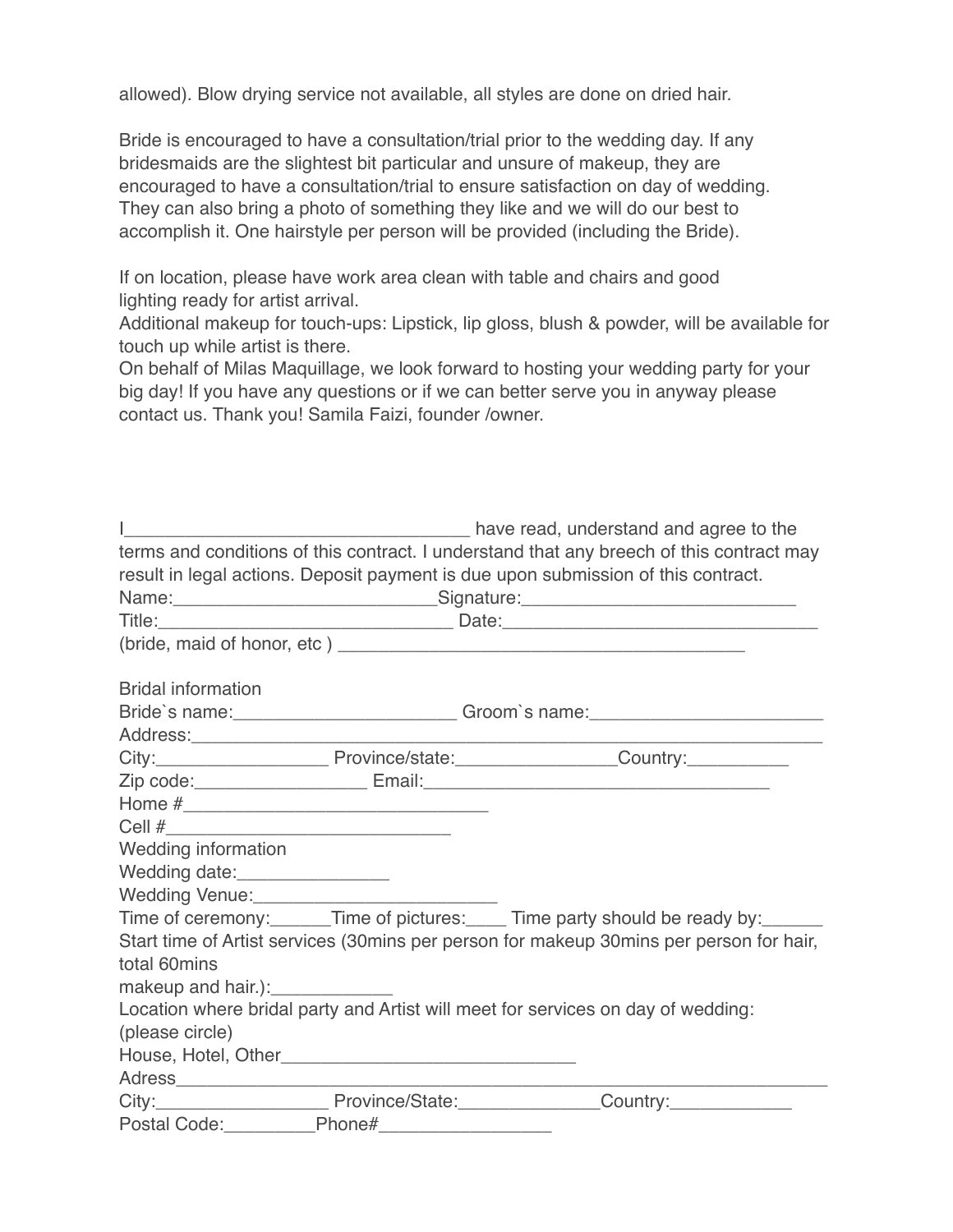allowed). Blow drying service not available, all styles are done on dried hair.

Bride is encouraged to have a consultation/trial prior to the wedding day. If any bridesmaids are the slightest bit particular and unsure of makeup, they are encouraged to have a consultation/trial to ensure satisfaction on day of wedding. They can also bring a photo of something they like and we will do our best to accomplish it. One hairstyle per person will be provided (including the Bride).

If on location, please have work area clean with table and chairs and good lighting ready for artist arrival.
Additional makeup for touch-ups: Lipstick, lip gloss, blush & powder, will be available for touch up while artist is there.
On behalf of Milas Maquillage, we look forward to hosting your wedding party for your big day! If you have any questions or if we can better serve you in anyway please contact us. Thank you! Samila Faizi, founder /owner.

I__________________________________ have read, understand and agree to the terms and conditions of this contract. I understand that any breech of this contract may result in legal actions. Deposit payment is due upon submission of this contract.
Name:__________________________Signature:___________________________
Title:_____________________________ Date:_______________________________
(bride, maid of honor, etc ) ________________________________________

Bridal information
Bride`s name:______________________ Groom`s name:_______________________
Address:___________________________________________________________
City:_________________ Province/state:________________Country:__________
Zip code:_________________ Email:___________________________________
Home #______________________________
Cell #____________________________
Wedding information
Wedding date:_______________
Wedding Venue:________________________
Time of ceremony:______Time of pictures:____ Time party should be ready by:______
Start time of Artist services (30mins per person for makeup 30mins per person for hair, total 60mins
makeup and hair.):____________
Location where bridal party and Artist will meet for services on day of wedding:
(please circle)
House, Hotel, Other______________________________
Adress_____________________________________________________________
City:_________________ Province/State:______________Country:____________
Postal Code:_________Phone#_________________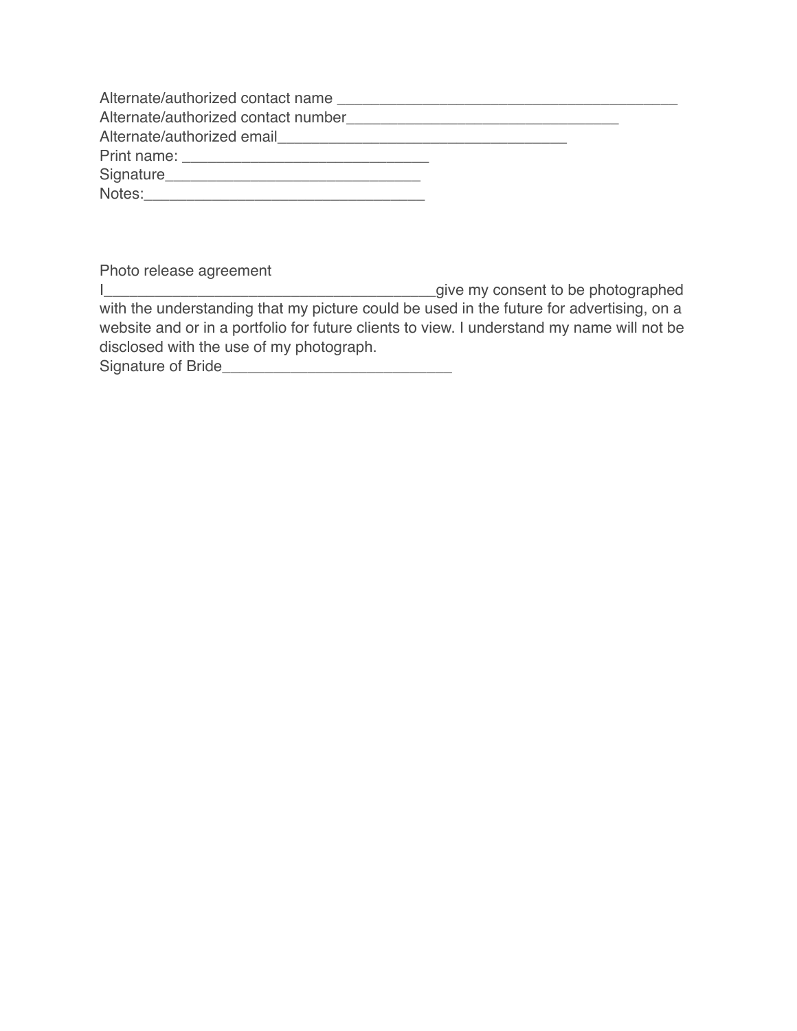Alternate/authorized contact name ________________________________________

Alternate/authorized contact number________________________________

Alternate/authorized email__________________________________

Print name: _____________________________

Signature______________________________

Notes:_________________________________

Photo release agreement

I_______________________________________give my consent to be photographed with the understanding that my picture could be used in the future for advertising, on a website and or in a portfolio for future clients to view. I understand my name will not be disclosed with the use of my photograph.

Signature of Bride___________________________